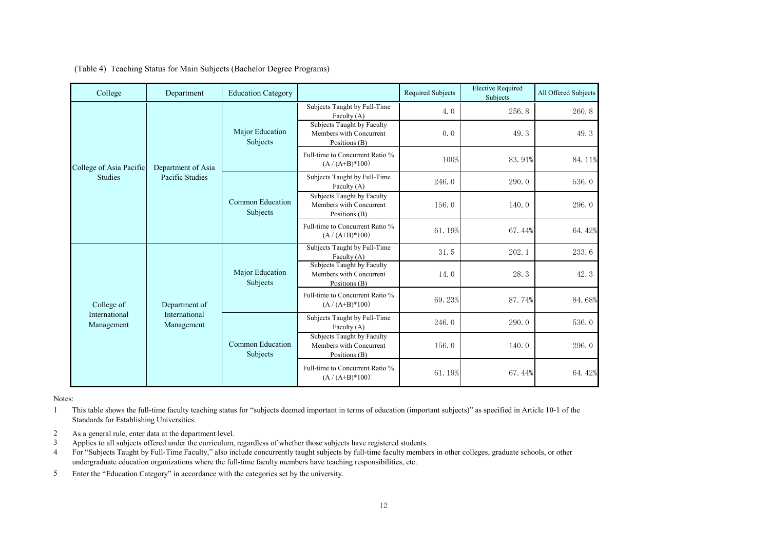(Table 4) Teaching Status for Main Subjects (Bachelor Degree Programs)

| College | Department | Education Category | | Required Subjects | Elective Required Subjects | All Offered Subjects |
|---|---|---|---|---|---|---|
| College of Asia Pacific Studies | Department of Asia Pacific Studies | Major Education Subjects | Subjects Taught by Full-Time Faculty (A) | 4.0 | 256.8 | 260.8 |
| | | | Subjects Taught by Faculty Members with Concurrent Positions (B) | 0.0 | 49.3 | 49.3 |
| | | | Full-time to Concurrent Ratio % (A / (A+B)*100) | 100% | 83.91% | 84.11% |
| | | Common Education Subjects | Subjects Taught by Full-Time Faculty (A) | 246.0 | 290.0 | 536.0 |
| | | | Subjects Taught by Faculty Members with Concurrent Positions (B) | 156.0 | 140.0 | 296.0 |
| | | | Full-time to Concurrent Ratio % (A / (A+B)*100) | 61.19% | 67.44% | 64.42% |
| College of International Management | Department of International Management | Major Education Subjects | Subjects Taught by Full-Time Faculty (A) | 31.5 | 202.1 | 233.6 |
| | | | Subjects Taught by Faculty Members with Concurrent Positions (B) | 14.0 | 28.3 | 42.3 |
| | | | Full-time to Concurrent Ratio % (A / (A+B)*100) | 69.23% | 87.74% | 84.68% |
| | | Common Education Subjects | Subjects Taught by Full-Time Faculty (A) | 246.0 | 290.0 | 536.0 |
| | | | Subjects Taught by Faculty Members with Concurrent Positions (B) | 156.0 | 140.0 | 296.0 |
| | | | Full-time to Concurrent Ratio % (A / (A+B)*100) | 61.19% | 67.44% | 64.42% |

Notes:

1. This table shows the full-time faculty teaching status for "subjects deemed important in terms of education (important subjects)" as specified in Article 10-1 of the Standards for Establishing Universities.
2. As a general rule, enter data at the department level.
3. Applies to all subjects offered under the curriculum, regardless of whether those subjects have registered students.
4. For "Subjects Taught by Full-Time Faculty," also include concurrently taught subjects by full-time faculty members in other colleges, graduate schools, or other undergraduate education organizations where the full-time faculty members have teaching responsibilities, etc.
5. Enter the "Education Category" in accordance with the categories set by the university.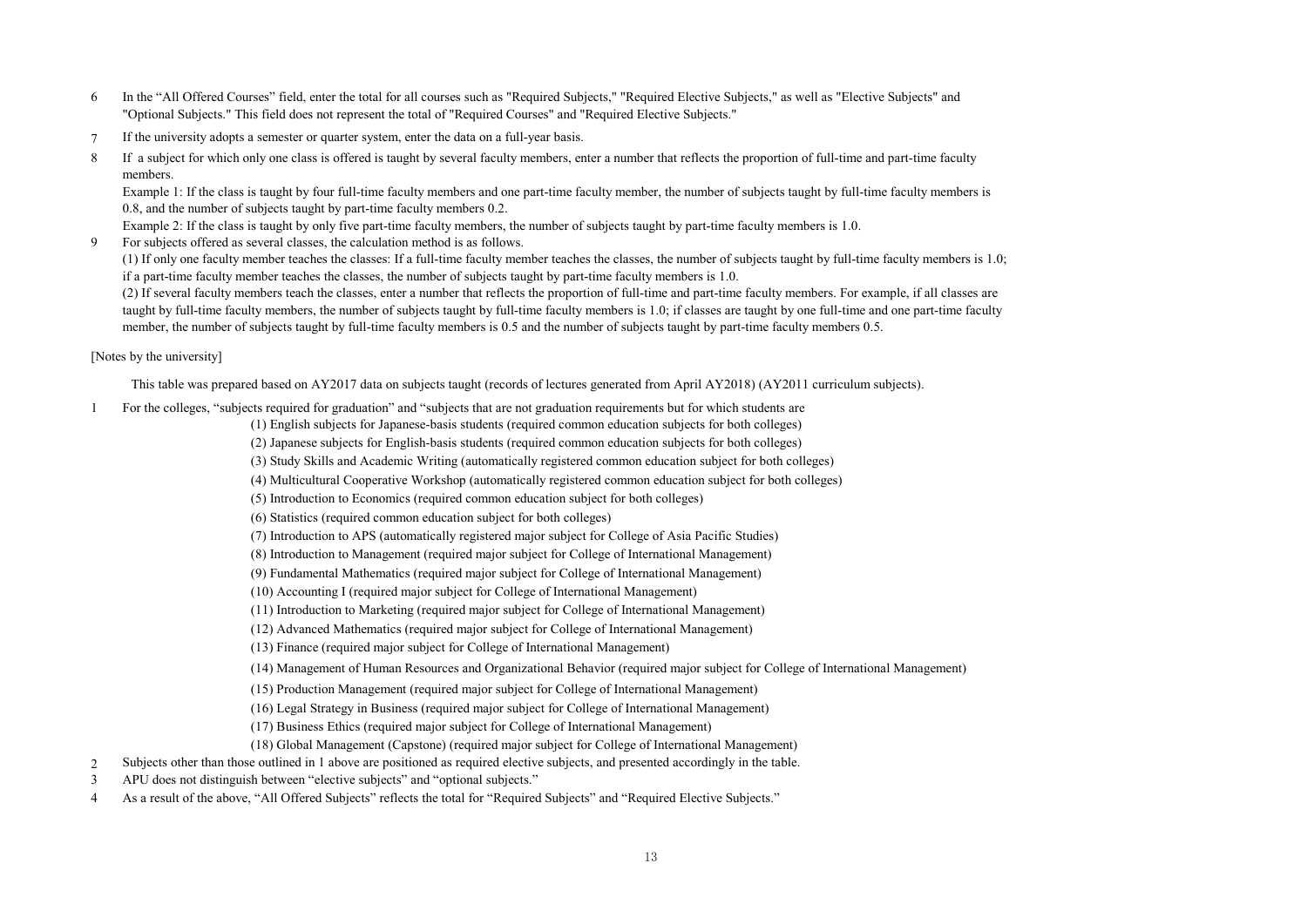6 In the "All Offered Courses" field, enter the total for all courses such as "Required Subjects," "Required Elective Subjects," as well as "Elective Subjects" and "Optional Subjects." This field does not represent the total of "Required Courses" and "Required Elective Subjects."

7 If the university adopts a semester or quarter system, enter the data on a full-year basis.

8 If a subject for which only one class is offered is taught by several faculty members, enter a number that reflects the proportion of full-time and part-time faculty members.
Example 1: If the class is taught by four full-time faculty members and one part-time faculty member, the number of subjects taught by full-time faculty members is 0.8, and the number of subjects taught by part-time faculty members 0.2.
Example 2: If the class is taught by only five part-time faculty members, the number of subjects taught by part-time faculty members is 1.0.

9 For subjects offered as several classes, the calculation method is as follows.
(1) If only one faculty member teaches the classes: If a full-time faculty member teaches the classes, the number of subjects taught by full-time faculty members is 1.0; if a part-time faculty member teaches the classes, the number of subjects taught by part-time faculty members is 1.0.
(2) If several faculty members teach the classes, enter a number that reflects the proportion of full-time and part-time faculty members. For example, if all classes are taught by full-time faculty members, the number of subjects taught by full-time faculty members is 1.0; if classes are taught by one full-time and one part-time faculty member, the number of subjects taught by full-time faculty members is 0.5 and the number of subjects taught by part-time faculty members 0.5.

[Notes by the university]

This table was prepared based on AY2017 data on subjects taught (records of lectures generated from April AY2018) (AY2011 curriculum subjects).

1 For the colleges, "subjects required for graduation" and "subjects that are not graduation requirements but for which students are

(1) English subjects for Japanese-basis students (required common education subjects for both colleges)
(2) Japanese subjects for English-basis students (required common education subjects for both colleges)
(3) Study Skills and Academic Writing (automatically registered common education subject for both colleges)
(4) Multicultural Cooperative Workshop (automatically registered common education subject for both colleges)
(5) Introduction to Economics (required common education subject for both colleges)
(6) Statistics (required common education subject for both colleges)
(7) Introduction to APS (automatically registered major subject for College of Asia Pacific Studies)
(8) Introduction to Management (required major subject for College of International Management)
(9) Fundamental Mathematics (required major subject for College of International Management)
(10) Accounting I (required major subject for College of International Management)
(11) Introduction to Marketing (required major subject for College of International Management)
(12) Advanced Mathematics (required major subject for College of International Management)
(13) Finance (required major subject for College of International Management)
(14) Management of Human Resources and Organizational Behavior (required major subject for College of International Management)
(15) Production Management (required major subject for College of International Management)
(16) Legal Strategy in Business (required major subject for College of International Management)
(17) Business Ethics (required major subject for College of International Management)
(18) Global Management (Capstone) (required major subject for College of International Management)

2 Subjects other than those outlined in 1 above are positioned as required elective subjects, and presented accordingly in the table.

3 APU does not distinguish between "elective subjects" and "optional subjects."

4 As a result of the above, "All Offered Subjects" reflects the total for "Required Subjects" and "Required Elective Subjects."